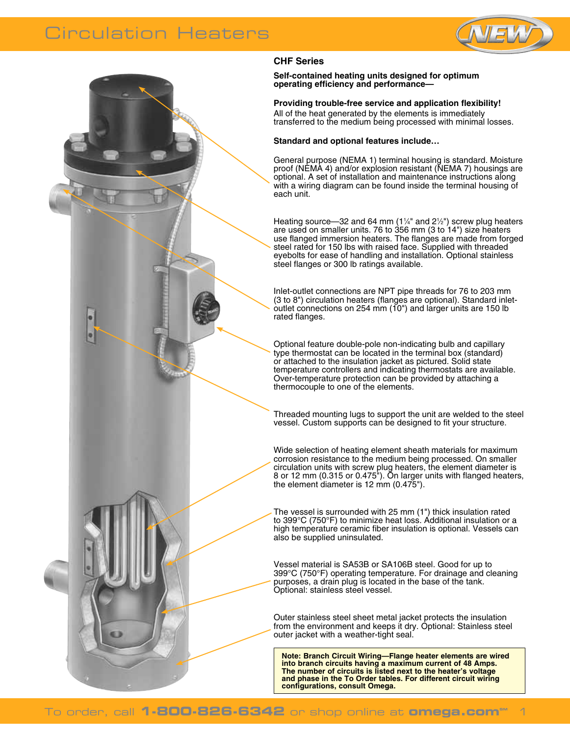# Circulation Heaters

## CHF Series

**Self-contained heating units designed for optimum operating efficiency and performance—**

**Providing trouble-free service and application flexibility!**
All of the heat generated by the elements is immediately transferred to the medium being processed with minimal losses.

**Standard and optional features include…**

General purpose (NEMA 1) terminal housing is standard. Moisture proof (NEMA 4) and/or explosion resistant (NEMA 7) housings are optional. A set of installation and maintenance instructions along with a wiring diagram can be found inside the terminal housing of each unit.

Heating source—32 and 64 mm (1¼" and 2½") screw plug heaters are used on smaller units. 76 to 356 mm (3 to 14") size heaters use flanged immersion heaters. The flanges are made from forged steel rated for 150 lbs with raised face. Supplied with threaded eyebolts for ease of handling and installation. Optional stainless steel flanges or 300 lb ratings available.

Inlet-outlet connections are NPT pipe threads for 76 to 203 mm (3 to 8") circulation heaters (flanges are optional). Standard inlet-outlet connections on 254 mm (10") and larger units are 150 lb rated flanges.

Optional feature double-pole non-indicating bulb and capillary type thermostat can be located in the terminal box (standard) or attached to the insulation jacket as pictured. Solid state temperature controllers and indicating thermostats are available. Over-temperature protection can be provided by attaching a thermocouple to one of the elements.

Threaded mounting lugs to support the unit are welded to the steel vessel. Custom supports can be designed to fit your structure.

Wide selection of heating element sheath materials for maximum corrosion resistance to the medium being processed. On smaller circulation units with screw plug heaters, the element diameter is 8 or 12 mm (0.315 or 0.475"). On larger units with flanged heaters, the element diameter is 12 mm (0.475").

The vessel is surrounded with 25 mm (1") thick insulation rated to 399°C (750°F) to minimize heat loss. Additional insulation or a high temperature ceramic fiber insulation is optional. Vessels can also be supplied uninsulated.

Vessel material is SA53B or SA106B steel. Good for up to 399°C (750°F) operating temperature. For drainage and cleaning purposes, a drain plug is located in the base of the tank. Optional: stainless steel vessel.

Outer stainless steel sheet metal jacket protects the insulation from the environment and keeps it dry. Optional: Stainless steel outer jacket with a weather-tight seal.

**Note: Branch Circuit Wiring—Flange heater elements are wired into branch circuits having a maximum current of 48 Amps. The number of circuits is listed next to the heater's voltage and phase in the To Order tables. For different circuit wiring configurations, consult Omega.**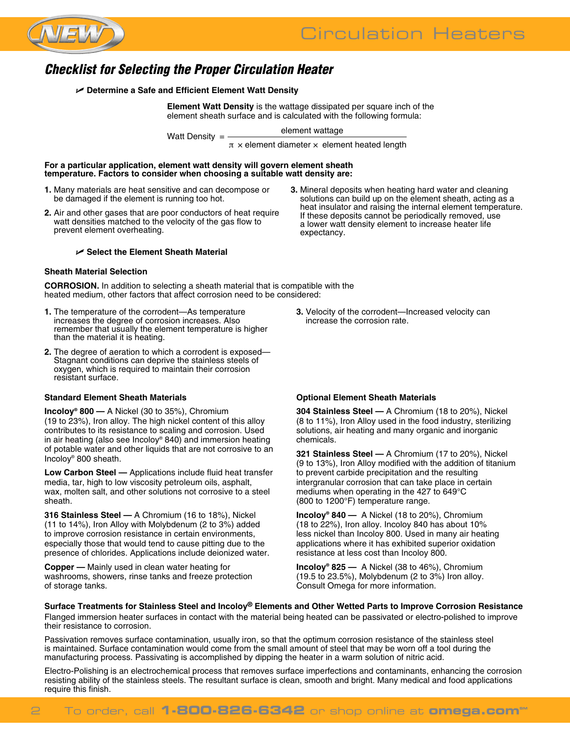## Checklist for Selecting the Proper Circulation Heater

### ✓ Determine a Safe and Efficient Element Watt Density

**Element Watt Density** is the wattage dissipated per square inch of the element sheath surface and is calculated with the following formula:

$$\text{Watt Density} = \frac{\text{element wattage}}{\pi \times \text{element diameter} \times \text{element heated length}}$$

**For a particular application, element watt density will govern element sheath temperature. Factors to consider when choosing a suitable watt density are:**

1. Many materials are heat sensitive and can decompose or be damaged if the element is running too hot.
2. Air and other gases that are poor conductors of heat require watt densities matched to the velocity of the gas flow to prevent element overheating.
3. Mineral deposits when heating hard water and cleaning solutions can build up on the element sheath, acting as a heat insulator and raising the internal element temperature. If these deposits cannot be periodically removed, use a lower watt density element to increase heater life expectancy.

### ✓ Select the Element Sheath Material

**Sheath Material Selection**

**CORROSION.** In addition to selecting a sheath material that is compatible with the heated medium, other factors that affect corrosion need to be considered:

1. The temperature of the corrodent—As temperature increases the degree of corrosion increases. Also remember that usually the element temperature is higher than the material it is heating.
2. The degree of aeration to which a corrodent is exposed—Stagnant conditions can deprive the stainless steels of oxygen, which is required to maintain their corrosion resistant surface.
3. Velocity of the corrodent—Increased velocity can increase the corrosion rate.

**Standard Element Sheath Materials**

**Incoloy® 800 —** A Nickel (30 to 35%), Chromium (19 to 23%), Iron alloy. The high nickel content of this alloy contributes to its resistance to scaling and corrosion. Used in air heating (also see Incoloy® 840) and immersion heating of potable water and other liquids that are not corrosive to an Incoloy® 800 sheath.

**Low Carbon Steel —** Applications include fluid heat transfer media, tar, high to low viscosity petroleum oils, asphalt, wax, molten salt, and other solutions not corrosive to a steel sheath.

**316 Stainless Steel —** A Chromium (16 to 18%), Nickel (11 to 14%), Iron Alloy with Molybdenum (2 to 3%) added to improve corrosion resistance in certain environments, especially those that would tend to cause pitting due to the presence of chlorides. Applications include deionized water.

**Copper —** Mainly used in clean water heating for washrooms, showers, rinse tanks and freeze protection of storage tanks.

**Optional Element Sheath Materials**

**304 Stainless Steel —** A Chromium (18 to 20%), Nickel (8 to 11%), Iron Alloy used in the food industry, sterilizing solutions, air heating and many organic and inorganic chemicals.

**321 Stainless Steel —** A Chromium (17 to 20%), Nickel (9 to 13%), Iron Alloy modified with the addition of titanium to prevent carbide precipitation and the resulting intergranular corrosion that can take place in certain mediums when operating in the 427 to 649°C (800 to 1200°F) temperature range.

**Incoloy® 840 —** A Nickel (18 to 20%), Chromium (18 to 22%), Iron alloy. Incoloy 840 has about 10% less nickel than Incoloy 800. Used in many air heating applications where it has exhibited superior oxidation resistance at less cost than Incoloy 800.

**Incoloy® 825 —** A Nickel (38 to 46%), Chromium (19.5 to 23.5%), Molybdenum (2 to 3%) Iron alloy. Consult Omega for more information.

**Surface Treatments for Stainless Steel and Incoloy® Elements and Other Wetted Parts to Improve Corrosion Resistance**

Flanged immersion heater surfaces in contact with the material being heated can be passivated or electro-polished to improve their resistance to corrosion.

Passivation removes surface contamination, usually iron, so that the optimum corrosion resistance of the stainless steel is maintained. Surface contamination would come from the small amount of steel that may be worn off a tool during the manufacturing process. Passivating is accomplished by dipping the heater in a warm solution of nitric acid.

Electro-Polishing is an electrochemical process that removes surface imperfections and contaminants, enhancing the corrosion resisting ability of the stainless steels. The resultant surface is clean, smooth and bright. Many medical and food applications require this finish.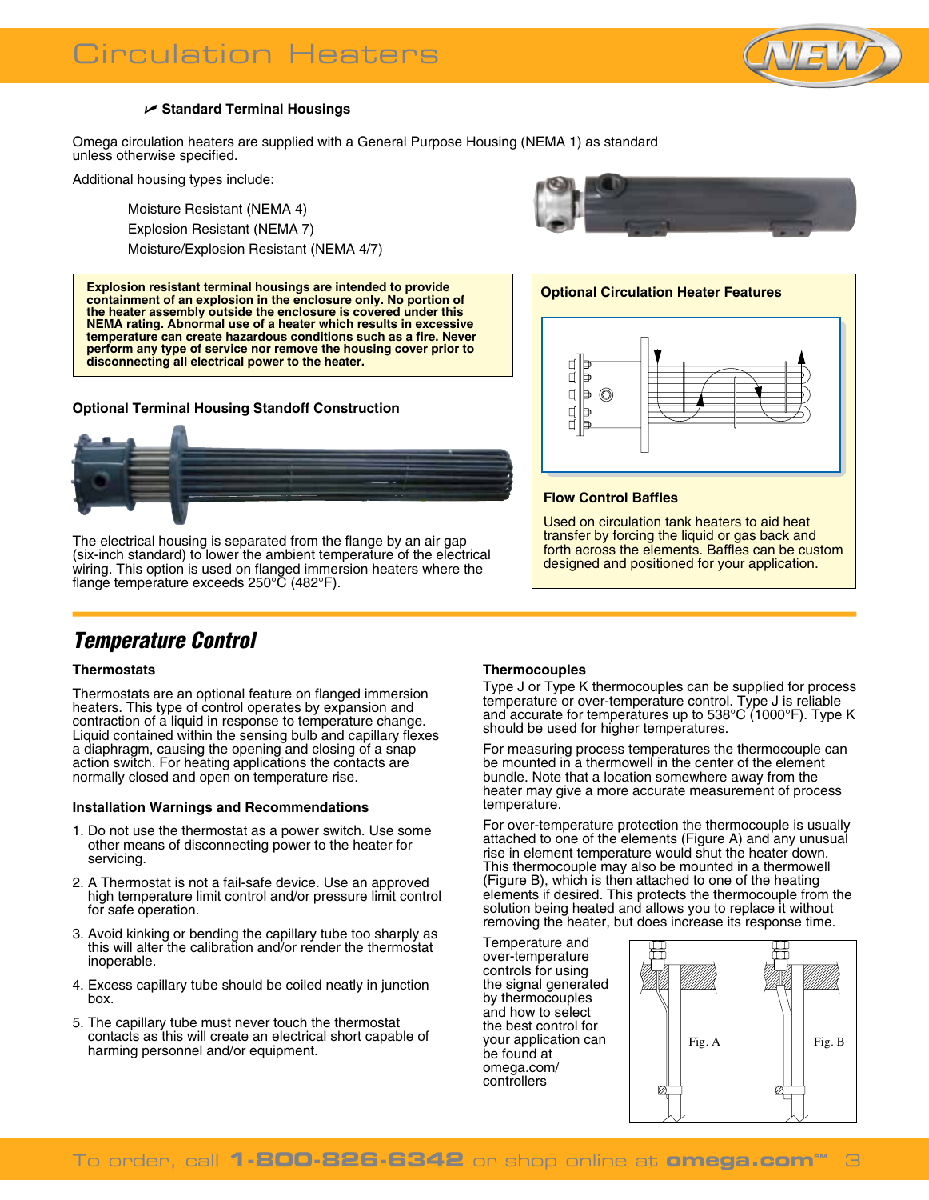# Circulation Heaters

**Standard Terminal Housings**

Omega circulation heaters are supplied with a General Purpose Housing (NEMA 1) as standard unless otherwise specified.

Additional housing types include:

- Moisture Resistant (NEMA 4)
- Explosion Resistant (NEMA 7)
- Moisture/Explosion Resistant (NEMA 4/7)

**Explosion resistant terminal housings are intended to provide containment of an explosion in the enclosure only. No portion of the heater assembly outside the enclosure is covered under this NEMA rating. Abnormal use of a heater which results in excessive temperature can create hazardous conditions such as a fire. Never perform any type of service nor remove the housing cover prior to disconnecting all electrical power to the heater.**

**Optional Terminal Housing Standoff Construction**

The electrical housing is separated from the flange by an air gap (six-inch standard) to lower the ambient temperature of the electrical wiring. This option is used on flanged immersion heaters where the flange temperature exceeds 250°C (482°F).

**Optional Circulation Heater Features**

**Flow Control Baffles**

Used on circulation tank heaters to aid heat transfer by forcing the liquid or gas back and forth across the elements. Baffles can be custom designed and positioned for your application.

## *Temperature Control*

### Thermostats

Thermostats are an optional feature on flanged immersion heaters. This type of control operates by expansion and contraction of a liquid in response to temperature change. Liquid contained within the sensing bulb and capillary flexes a diaphragm, causing the opening and closing of a snap action switch. For heating applications the contacts are normally closed and open on temperature rise.

### Installation Warnings and Recommendations

1. Do not use the thermostat as a power switch. Use some other means of disconnecting power to the heater for servicing.
2. A Thermostat is not a fail-safe device. Use an approved high temperature limit control and/or pressure limit control for safe operation.
3. Avoid kinking or bending the capillary tube too sharply as this will alter the calibration and/or render the thermostat inoperable.
4. Excess capillary tube should be coiled neatly in junction box.
5. The capillary tube must never touch the thermostat contacts as this will create an electrical short capable of harming personnel and/or equipment.

### Thermocouples

Type J or Type K thermocouples can be supplied for process temperature or over-temperature control. Type J is reliable and accurate for temperatures up to 538°C (1000°F). Type K should be used for higher temperatures.

For measuring process temperatures the thermocouple can be mounted in a thermowell in the center of the element bundle. Note that a location somewhere away from the heater may give a more accurate measurement of process temperature.

For over-temperature protection the thermocouple is usually attached to one of the elements (Figure A) and any unusual rise in element temperature would shut the heater down. This thermocouple may also be mounted in a thermowell (Figure B), which is then attached to one of the heating elements if desired. This protects the thermocouple from the solution being heated and allows you to replace it without removing the heater, but does increase its response time.

Temperature and over-temperature controls for using the signal generated by thermocouples and how to select the best control for your application can be found at omega.com/controllers

Fig. A    Fig. B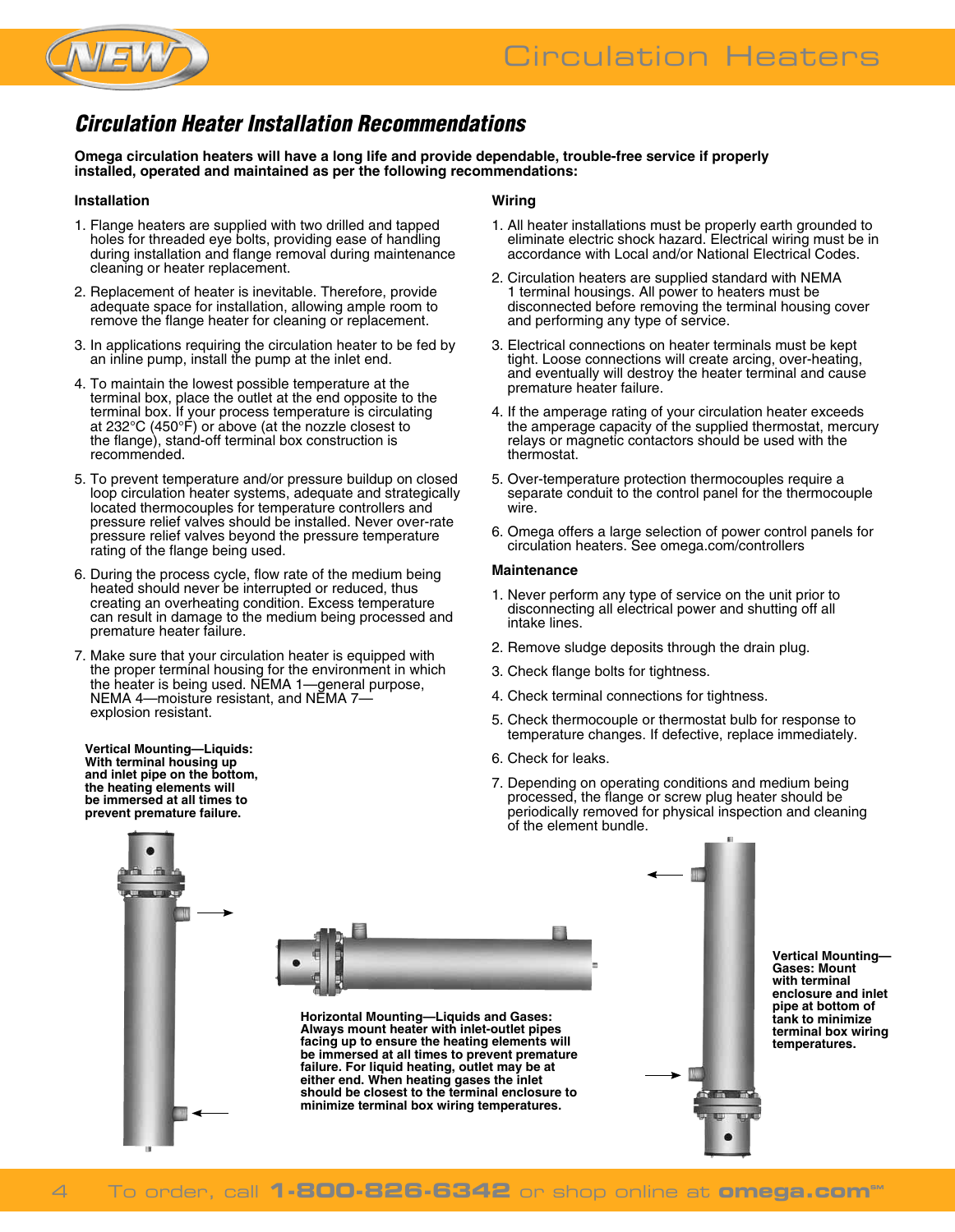## *Circulation Heater Installation Recommendations*

**Omega circulation heaters will have a long life and provide dependable, trouble-free service if properly installed, operated and maintained as per the following recommendations:**

### Installation

1. Flange heaters are supplied with two drilled and tapped holes for threaded eye bolts, providing ease of handling during installation and flange removal during maintenance cleaning or heater replacement.
2. Replacement of heater is inevitable. Therefore, provide adequate space for installation, allowing ample room to remove the flange heater for cleaning or replacement.
3. In applications requiring the circulation heater to be fed by an inline pump, install the pump at the inlet end.
4. To maintain the lowest possible temperature at the terminal box, place the outlet at the end opposite to the terminal box. If your process temperature is circulating at 232°C (450°F) or above (at the nozzle closest to the flange), stand-off terminal box construction is recommended.
5. To prevent temperature and/or pressure buildup on closed loop circulation heater systems, adequate and strategically located thermocouples for temperature controllers and pressure relief valves should be installed. Never over-rate pressure relief valves beyond the pressure temperature rating of the flange being used.
6. During the process cycle, flow rate of the medium being heated should never be interrupted or reduced, thus creating an overheating condition. Excess temperature can result in damage to the medium being processed and premature heater failure.
7. Make sure that your circulation heater is equipped with the proper terminal housing for the environment in which the heater is being used. NEMA 1—general purpose, NEMA 4—moisture resistant, and NEMA 7—explosion resistant.

### Wiring

1. All heater installations must be properly earth grounded to eliminate electric shock hazard. Electrical wiring must be in accordance with Local and/or National Electrical Codes.
2. Circulation heaters are supplied standard with NEMA 1 terminal housings. All power to heaters must be disconnected before removing the terminal housing cover and performing any type of service.
3. Electrical connections on heater terminals must be kept tight. Loose connections will create arcing, over-heating, and eventually will destroy the heater terminal and cause premature heater failure.
4. If the amperage rating of your circulation heater exceeds the amperage capacity of the supplied thermostat, mercury relays or magnetic contactors should be used with the thermostat.
5. Over-temperature protection thermocouples require a separate conduit to the control panel for the thermocouple wire.
6. Omega offers a large selection of power control panels for circulation heaters. See omega.com/controllers

### Maintenance

1. Never perform any type of service on the unit prior to disconnecting all electrical power and shutting off all intake lines.
2. Remove sludge deposits through the drain plug.
3. Check flange bolts for tightness.
4. Check terminal connections for tightness.
5. Check thermocouple or thermostat bulb for response to temperature changes. If defective, replace immediately.
6. Check for leaks.
7. Depending on operating conditions and medium being processed, the flange or screw plug heater should be periodically removed for physical inspection and cleaning of the element bundle.

**Vertical Mounting—Liquids: With terminal housing up and inlet pipe on the bottom, the heating elements will be immersed at all times to prevent premature failure.**

**Horizontal Mounting—Liquids and Gases: Always mount heater with inlet-outlet pipes facing up to ensure the heating elements will be immersed at all times to prevent premature failure. For liquid heating, outlet may be at either end. When heating gases the inlet should be closest to the terminal enclosure to minimize terminal box wiring temperatures.**

**Vertical Mounting—Gases: Mount with terminal enclosure and inlet pipe at bottom of tank to minimize terminal box wiring temperatures.**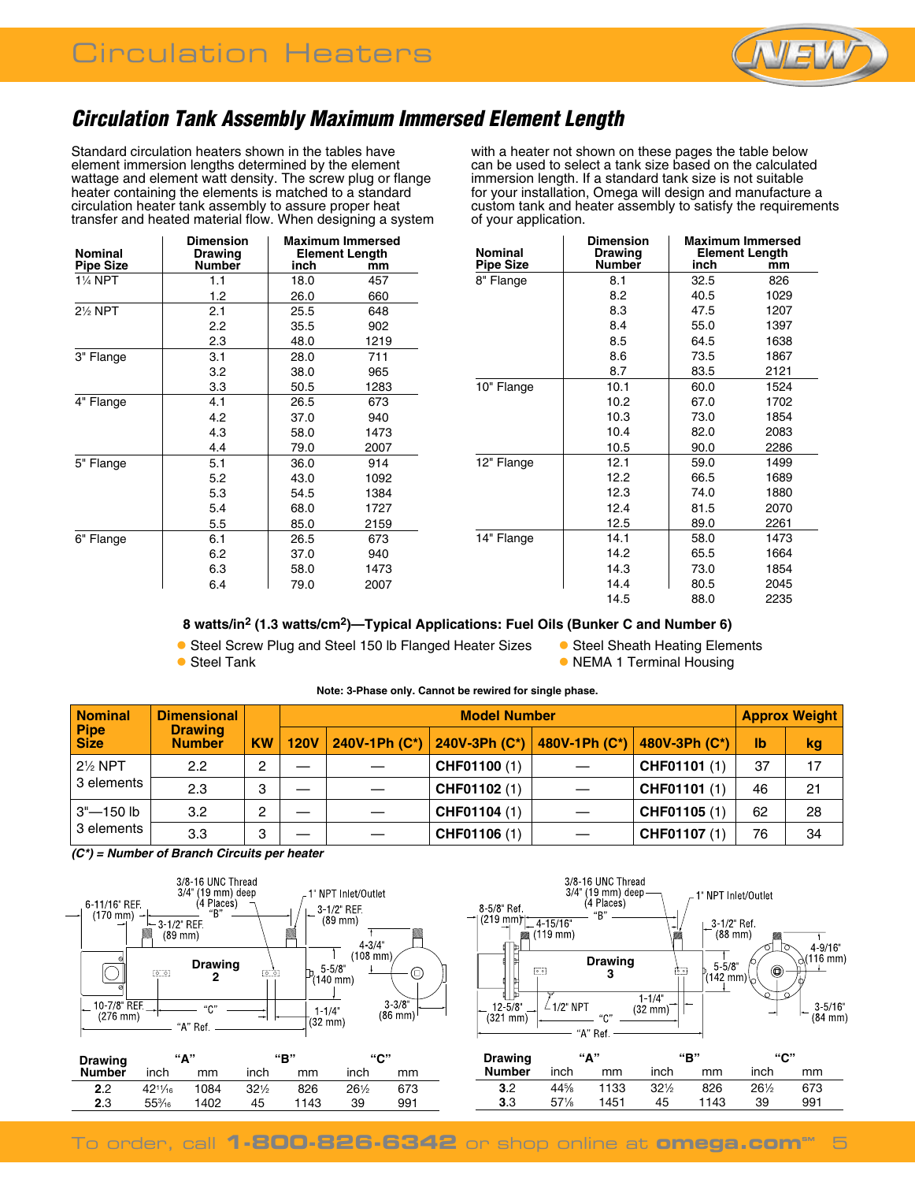## Circulation Tank Assembly Maximum Immersed Element Length

Standard circulation heaters shown in the tables have element immersion lengths determined by the element wattage and element watt density. The screw plug or flange heater containing the elements is matched to a standard circulation heater tank assembly to assure proper heat transfer and heated material flow. When designing a system with a heater not shown on these pages the table below can be used to select a tank size based on the calculated immersion length. If a standard tank size is not suitable for your installation, Omega will design and manufacture a custom tank and heater assembly to satisfy the requirements of your application.

| Nominal Pipe Size | Dimension Drawing Number | Maximum Immersed Element Length inch | mm |
|---|---|---|---|
| 1¼ NPT | 1.1 | 18.0 | 457 |
| | 1.2 | 26.0 | 660 |
| 2½ NPT | 2.1 | 25.5 | 648 |
| | 2.2 | 35.5 | 902 |
| | 2.3 | 48.0 | 1219 |
| 3" Flange | 3.1 | 28.0 | 711 |
| | 3.2 | 38.0 | 965 |
| | 3.3 | 50.5 | 1283 |
| 4" Flange | 4.1 | 26.5 | 673 |
| | 4.2 | 37.0 | 940 |
| | 4.3 | 58.0 | 1473 |
| | 4.4 | 79.0 | 2007 |
| 5" Flange | 5.1 | 36.0 | 914 |
| | 5.2 | 43.0 | 1092 |
| | 5.3 | 54.5 | 1384 |
| | 5.4 | 68.0 | 1727 |
| | 5.5 | 85.0 | 2159 |
| 6" Flange | 6.1 | 26.5 | 673 |
| | 6.2 | 37.0 | 940 |
| | 6.3 | 58.0 | 1473 |
| | 6.4 | 79.0 | 2007 |

| Nominal Pipe Size | Dimension Drawing Number | Maximum Immersed Element Length inch | mm |
|---|---|---|---|
| 8" Flange | 8.1 | 32.5 | 826 |
| | 8.2 | 40.5 | 1029 |
| | 8.3 | 47.5 | 1207 |
| | 8.4 | 55.0 | 1397 |
| | 8.5 | 64.5 | 1638 |
| | 8.6 | 73.5 | 1867 |
| | 8.7 | 83.5 | 2121 |
| 10" Flange | 10.1 | 60.0 | 1524 |
| | 10.2 | 67.0 | 1702 |
| | 10.3 | 73.0 | 1854 |
| | 10.4 | 82.0 | 2083 |
| | 10.5 | 90.0 | 2286 |
| 12" Flange | 12.1 | 59.0 | 1499 |
| | 12.2 | 66.5 | 1689 |
| | 12.3 | 74.0 | 1880 |
| | 12.4 | 81.5 | 2070 |
| | 12.5 | 89.0 | 2261 |
| 14" Flange | 14.1 | 58.0 | 1473 |
| | 14.2 | 65.5 | 1664 |
| | 14.3 | 73.0 | 1854 |
| | 14.4 | 80.5 | 2045 |
| | 14.5 | 88.0 | 2235 |

### 8 watts/in$^2$ (1.3 watts/cm$^2$)—Typical Applications: Fuel Oils (Bunker C and Number 6)

- Steel Screw Plug and Steel 150 lb Flanged Heater Sizes
- Steel Tank
- Steel Sheath Heating Elements
- NEMA 1 Terminal Housing

**Note: 3-Phase only. Cannot be rewired for single phase.**

| Nominal Pipe Size | Dimensional Drawing Number | KW | Model Number 120V | 240V-1Ph (C*) | 240V-3Ph (C*) | 480V-1Ph (C*) | 480V-3Ph (C*) | Approx Weight lb | kg |
|---|---|---|---|---|---|---|---|---|---|
| 2½ NPT 3 elements | 2.2 | 2 | — | — | CHF01100 (1) | — | CHF01101 (1) | 37 | 17 |
| | 2.3 | 3 | — | — | CHF01102 (1) | — | CHF01101 (1) | 46 | 21 |
| 3"—150 lb 3 elements | 3.2 | 2 | — | — | CHF01104 (1) | — | CHF01105 (1) | 62 | 28 |
| | 3.3 | 3 | — | — | CHF01106 (1) | — | CHF01107 (1) | 76 | 34 |

*(C*) = Number of Branch Circuits per heater*

Drawing 2: 3/8-16 UNC Thread 3/4" (19 mm) deep (4 Places) "B"; 1" NPT Inlet/Outlet; 6-11/16" REF. (170 mm); 3-1/2" REF. (89 mm); 3-1/2" REF. (89 mm); 4-3/4" (108 mm); 5-5/8" (140 mm); 10-7/8" REF. (276 mm); "C"; "A" Ref.; 1-1/4" (32 mm); 3-3/8" (86 mm)

| Drawing Number | "A" inch | mm | "B" inch | mm | "C" inch | mm |
|---|---|---|---|---|---|---|
| 2.2 | 42¹¹⁄₁₆ | 1084 | 32½ | 826 | 26½ | 673 |
| 2.3 | 55³⁄₁₆ | 1402 | 45 | 1143 | 39 | 991 |

Drawing 3: 3/8-16 UNC Thread 3/4" (19 mm) deep (4 Places) "B"; 1" NPT Inlet/Outlet; 8-5/8" Ref. (219 mm); 4-15/16" (119 mm); 3-1/2" Ref. (88 mm); 4-9/16" (116 mm); 5-5/8" (142 mm); 12-5/8" (321 mm); 1/2" NPT; "C"; 1-1/4" (32 mm); "A" Ref.; 3-5/16" (84 mm)

| Drawing Number | "A" inch | mm | "B" inch | mm | "C" inch | mm |
|---|---|---|---|---|---|---|
| 3.2 | 44⅝ | 1133 | 32½ | 826 | 26½ | 673 |
| 3.3 | 57⅛ | 1451 | 45 | 1143 | 39 | 991 |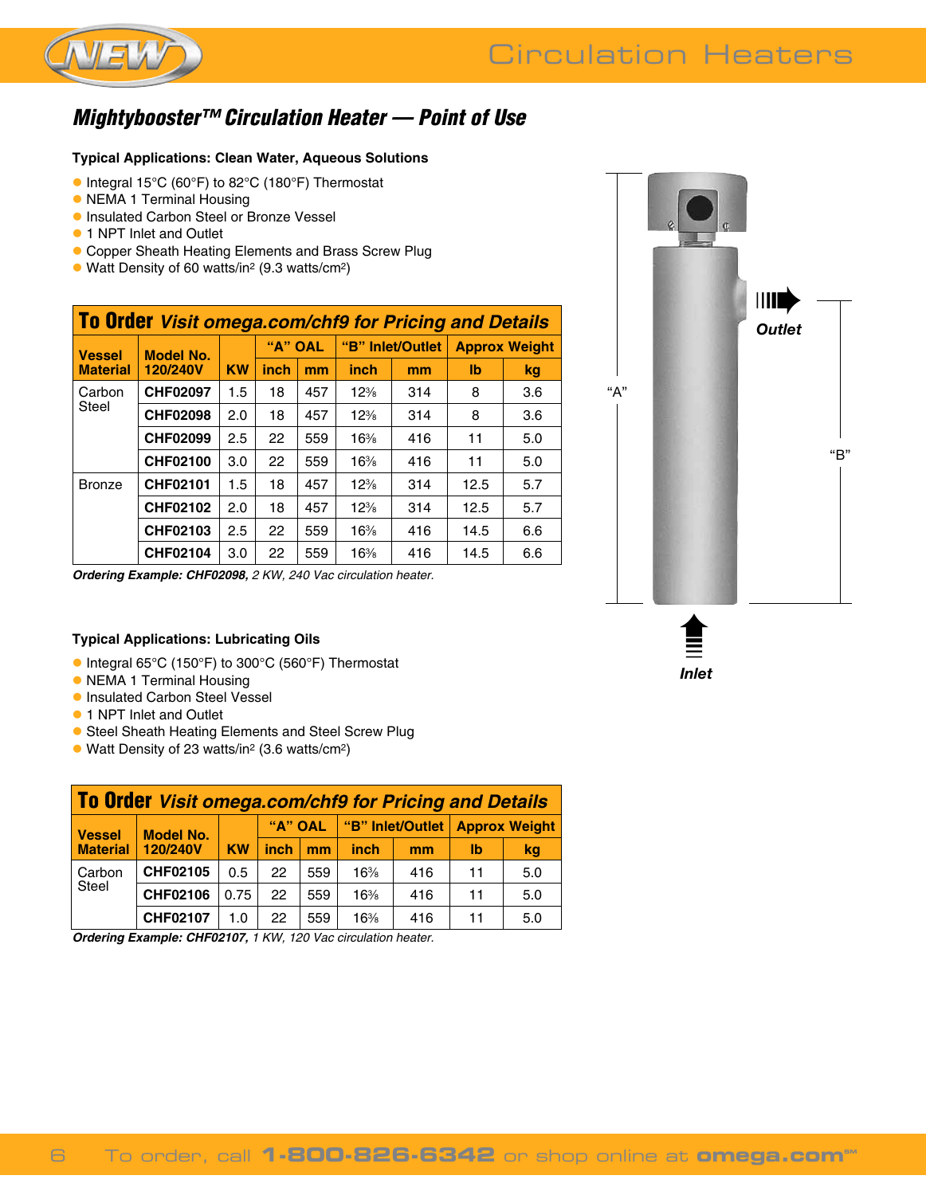## Mightybooster™ Circulation Heater — Point of Use

**Typical Applications: Clean Water, Aqueous Solutions**

- Integral 15°C (60°F) to 82°C (180°F) Thermostat
- NEMA 1 Terminal Housing
- Insulated Carbon Steel or Bronze Vessel
- 1 NPT Inlet and Outlet
- Copper Sheath Heating Elements and Brass Screw Plug
- Watt Density of 60 watts/in² (9.3 watts/cm²)

**To Order** *Visit omega.com/chf9 for Pricing and Details*

| Vessel Material | Model No. 120/240V | KW | "A" OAL | | "B" Inlet/Outlet | | Approx Weight | |
|---|---|---|---|---|---|---|---|---|
| | | | inch | mm | inch | mm | lb | kg |
| Carbon Steel | **CHF02097** | 1.5 | 18 | 457 | 12⅜ | 314 | 8 | 3.6 |
| | **CHF02098** | 2.0 | 18 | 457 | 12⅜ | 314 | 8 | 3.6 |
| | **CHF02099** | 2.5 | 22 | 559 | 16⅜ | 416 | 11 | 5.0 |
| | **CHF02100** | 3.0 | 22 | 559 | 16⅜ | 416 | 11 | 5.0 |
| Bronze | **CHF02101** | 1.5 | 18 | 457 | 12⅜ | 314 | 12.5 | 5.7 |
| | **CHF02102** | 2.0 | 18 | 457 | 12⅜ | 314 | 12.5 | 5.7 |
| | **CHF02103** | 2.5 | 22 | 559 | 16⅜ | 416 | 14.5 | 6.6 |
| | **CHF02104** | 3.0 | 22 | 559 | 16⅜ | 416 | 14.5 | 6.6 |

***Ordering Example: CHF02098,*** *2 KW, 240 Vac circulation heater.*

"A"

"B"

Outlet

Inlet

**Typical Applications: Lubricating Oils**

- Integral 65°C (150°F) to 300°C (560°F) Thermostat
- NEMA 1 Terminal Housing
- Insulated Carbon Steel Vessel
- 1 NPT Inlet and Outlet
- Steel Sheath Heating Elements and Steel Screw Plug
- Watt Density of 23 watts/in² (3.6 watts/cm²)

**To Order** *Visit omega.com/chf9 for Pricing and Details*

| Vessel Material | Model No. 120/240V | KW | "A" OAL | | "B" Inlet/Outlet | | Approx Weight | |
|---|---|---|---|---|---|---|---|---|
| | | | inch | mm | inch | mm | lb | kg |
| Carbon Steel | **CHF02105** | 0.5 | 22 | 559 | 16⅜ | 416 | 11 | 5.0 |
| | **CHF02106** | 0.75 | 22 | 559 | 16⅜ | 416 | 11 | 5.0 |
| | **CHF02107** | 1.0 | 22 | 559 | 16⅜ | 416 | 11 | 5.0 |

***Ordering Example: CHF02107,*** *1 KW, 120 Vac circulation heater.*